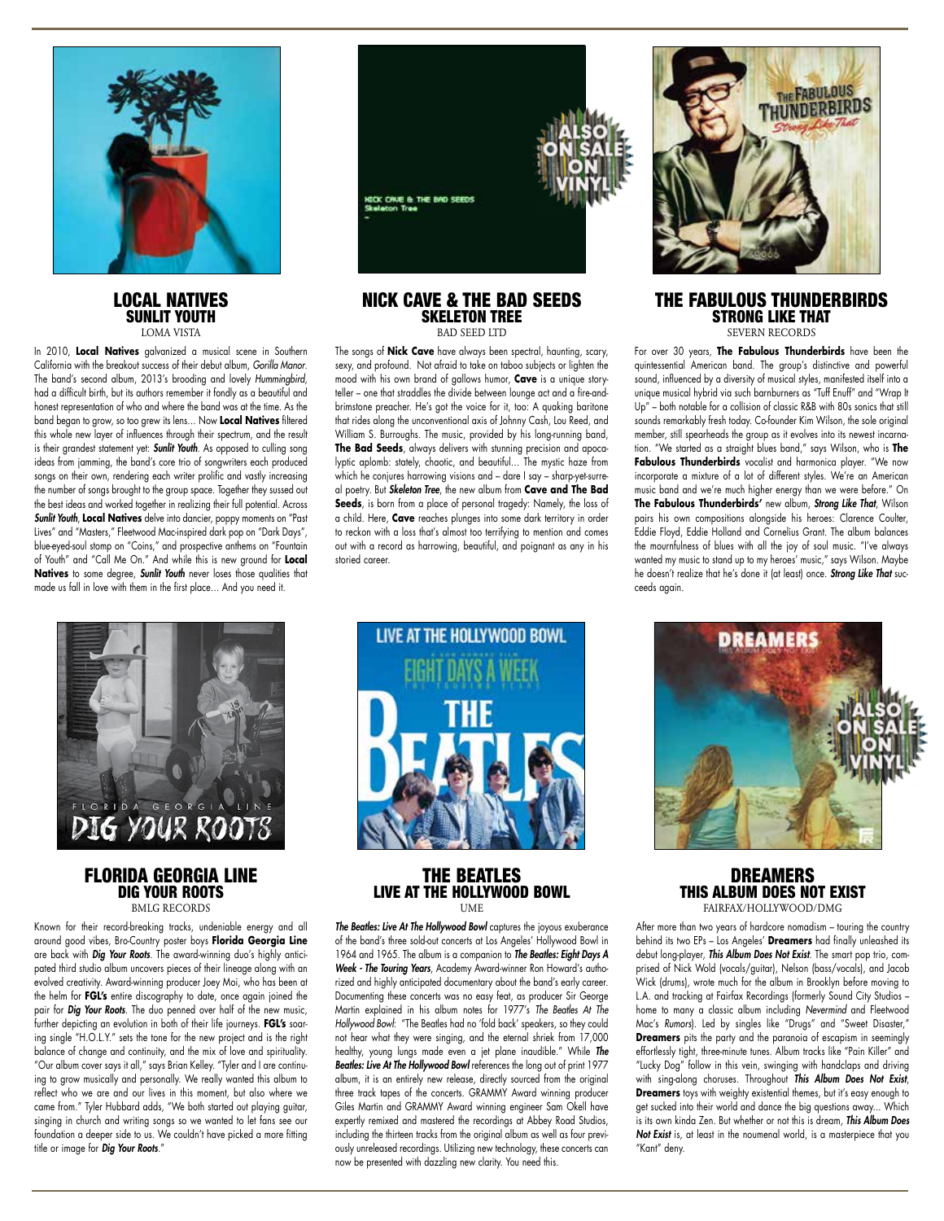## LOCAL NATIVES
### SUNLIT YOUTH
LOMA VISTA

In 2010, **Local Natives** galvanized a musical scene in Southern California with the breakout success of their debut album, *Gorilla Manor*. The band's second album, 2013's brooding and lovely *Hummingbird*, had a difficult birth, but its authors remember it fondly as a beautiful and honest representation of who and where the band was at the time. As the band began to grow, so too grew its lens… Now **Local Natives** filtered this whole new layer of influences through their spectrum, and the result is their grandest statement yet: ***Sunlit Youth***. As opposed to culling song ideas from jamming, the band's core trio of songwriters each produced songs on their own, rendering each writer prolific and vastly increasing the number of songs brought to the group space. Together they sussed out the best ideas and worked together in realizing their full potential. Across ***Sunlit Youth***, **Local Natives** delve into dancier, poppy moments on "Past Lives" and "Masters," Fleetwood Mac-inspired dark pop on "Dark Days", blue-eyed-soul stomp on "Coins," and prospective anthems on "Fountain of Youth" and "Call Me On." And while this is new ground for **Local Natives** to some degree, ***Sunlit Youth*** never loses those qualities that made us fall in love with them in the first place… And you need it.

## NICK CAVE & THE BAD SEEDS
### SKELETON TREE
BAD SEED LTD

The songs of **Nick Cave** have always been spectral, haunting, scary, sexy, and profound. Not afraid to take on taboo subjects or lighten the mood with his own brand of gallows humor, **Cave** is a unique storyteller – one that straddles the divide between lounge act and a fire-and-brimstone preacher. He's got the voice for it, too: A quaking baritone that rides along the unconventional axis of Johnny Cash, Lou Reed, and William S. Burroughs. The music, provided by his long-running band, **The Bad Seeds**, always delivers with stunning precision and apocalyptic aplomb: stately, chaotic, and beautiful… The mystic haze from which he conjures harrowing visions and – dare I say – sharp-yet-surreal poetry. But ***Skeleton Tree***, the new album from **Cave and The Bad Seeds**, is born from a place of personal tragedy: Namely, the loss of a child. Here, **Cave** reaches plunges into some dark territory in order to reckon with a loss that's almost too terrifying to mention and comes out with a record as harrowing, beautiful, and poignant as any in his storied career.

## THE FABULOUS THUNDERBIRDS
### STRONG LIKE THAT
SEVERN RECORDS

For over 30 years, **The Fabulous Thunderbirds** have been the quintessential American band. The group's distinctive and powerful sound, influenced by a diversity of musical styles, manifested itself into a unique musical hybrid via such barnburners as "Tuff Enuff" and "Wrap It Up" – both notable for a collision of classic R&B with 80s sonics that still sounds remarkably fresh today. Co-founder Kim Wilson, the sole original member, still spearheads the group as it evolves into its newest incarnation. "We started as a straight blues band," says Wilson, who is **The Fabulous Thunderbirds** vocalist and harmonica player. "We now incorporate a mixture of a lot of different styles. We're an American music band and we're much higher energy than we were before." On **The Fabulous Thunderbirds'** new album, ***Strong Like That***, Wilson pairs his own compositions alongside his heroes: Clarence Coulter, Eddie Floyd, Eddie Holland and Cornelius Grant. The album balances the mournfulness of blues with all the joy of soul music. "I've always wanted my music to stand up to my heroes' music," says Wilson. Maybe he doesn't realize that he's done it (at least) once. ***Strong Like That*** succeeds again.

## FLORIDA GEORGIA LINE
### DIG YOUR ROOTS
BMLG RECORDS

Known for their record-breaking tracks, undeniable energy and all around good vibes, Bro-Country poster boys **Florida Georgia Line** are back with ***Dig Your Roots***. The award-winning duo's highly anticipated third studio album uncovers pieces of their lineage along with an evolved creativity. Award-winning producer Joey Moi, who has been at the helm for **FGL's** entire discography to date, once again joined the pair for ***Dig Your Roots***. The duo penned over half of the new music, further depicting an evolution in both of their life journeys. **FGL's** soaring single "H.O.L.Y." sets the tone for the new project and is the right balance of change and continuity, and the mix of love and spirituality. "Our album cover says it all," says Brian Kelley. "Tyler and I are continuing to grow musically and personally. We really wanted this album to reflect who we are and our lives in this moment, but also where we came from." Tyler Hubbard adds, "We both started out playing guitar, singing in church and writing songs so we wanted to let fans see our foundation a deeper side to us. We couldn't have picked a more fitting title or image for ***Dig Your Roots***."

## THE BEATLES
### LIVE AT THE HOLLYWOOD BOWL
UME

***The Beatles: Live At The Hollywood Bowl*** captures the joyous exuberance of the band's three sold-out concerts at Los Angeles' Hollywood Bowl in 1964 and 1965. The album is a companion to ***The Beatles: Eight Days A Week - The Touring Years***, Academy Award-winner Ron Howard's authorized and highly anticipated documentary about the band's early career. Documenting these concerts was no easy feat, as producer Sir George Martin explained in his album notes for 1977's *The Beatles At The Hollywood Bowl*: "The Beatles had no 'fold back' speakers, so they could not hear what they were singing, and the eternal shriek from 17,000 healthy, young lungs made even a jet plane inaudible." While ***The Beatles: Live At The Hollywood Bowl*** references the long out of print 1977 album, it is an entirely new release, directly sourced from the original three track tapes of the concerts. GRAMMY Award winning producer Giles Martin and GRAMMY Award winning engineer Sam Okell have expertly remixed and mastered the recordings at Abbey Road Studios, including the thirteen tracks from the original album as well as four previously unreleased recordings. Utilizing new technology, these concerts can now be presented with dazzling new clarity. You need this.

## DREAMERS
### THIS ALBUM DOES NOT EXIST
FAIRFAX/HOLLYWOOD/DMG

After more than two years of hardcore nomadism – touring the country behind its two EPs – Los Angeles' **Dreamers** had finally unleashed its debut long-player, ***This Album Does Not Exist***. The smart pop trio, comprised of Nick Wold (vocals/guitar), Nelson (bass/vocals), and Jacob Wick (drums), wrote much for the album in Brooklyn before moving to L.A. and tracking at Fairfax Recordings (formerly Sound City Studios – home to many a classic album including *Nevermind* and Fleetwood Mac's *Rumors*). Led by singles like "Drugs" and "Sweet Disaster," **Dreamers** pits the party and the paranoia of escapism in seemingly effortlessly tight, three-minute tunes. Album tracks like "Pain Killer" and "Lucky Dog" follow in this vein, swinging with handclaps and driving with sing-along choruses. Throughout ***This Album Does Not Exist***, **Dreamers** toys with weighty existential themes, but it's easy enough to get sucked into their world and dance the big questions away… Which is its own kinda Zen. But whether or not this is dream, ***This Album Does Not Exist*** is, at least in the noumenal world, is a masterpiece that you "Kant" deny.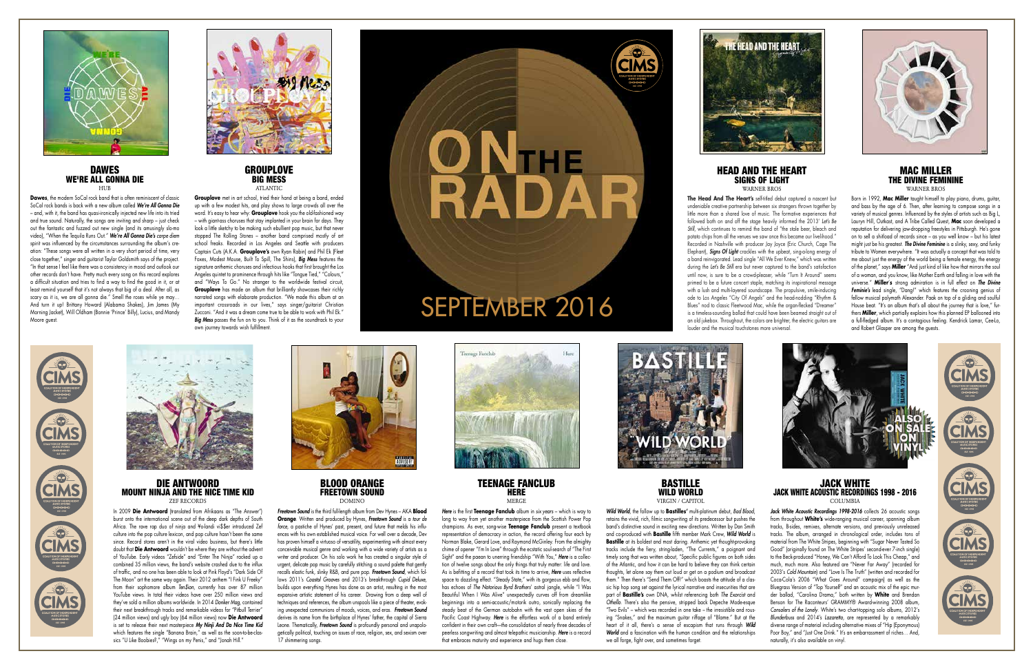# ON THE RADAR

## SEPTEMBER 2016

### DAWES
### WE'RE ALL GONNA DIE
HUB

**Dawes**, the modern SoCal rock band that is often reminiscent of classic SoCal rock bands is back with a new album called *We're All Gonna Die* – and, with it, the band has quasi-ironically injected new life into its tried and true sound. Naturally, the songs are inviting and sharp – just check out the fantastic and fuzzed out new single (and its amusingly slo-mo video), "When the Tequila Runs Out." *We're All Gonna Die's carpe diem* spirit was influenced by the circumstances surrounding the album's creation: "These songs were all written in a very short period of time, very close together," singer and guitarist Taylor Goldsmith says of the project. "In that sense I feel like there was a consistency in mood and outlook our other records don't have. Pretty much every song on this record explores a difficult situation and tries to find a way to find the good in it, or at least remind yourself that it's not always that big of a deal. After all, as scary as it is, we are all gonna die." Smell the roses while ye may... And turn it up! Brittany Howard (Alabama Shakes), Jim James (My Morning Jacket), Will Oldham (Bonnie 'Prince' Billy), Lucius, and Mandy Moore guest.

### GROUPLOVE
### BIG MESS
ATLANTIC

**Grouplove** met in art school, tried their hand at being a band, ended up with a few modest hits, and play shows to large crowds all over the world. It's easy to hear why: **Grouplove** hook you the old-fashioned way – with giant-ass choruses that stay implanted in your brain for days. They look a little sketchy to be making such ebullient pop music, but that never stopped The Rolling Stones – another band comprised mostly of art school freaks. Recorded in Los Angeles and Seattle with producers Captain Cuts (A.K.A. **Grouplove's** own Ryan Rabin) and Phil Ek (Fleet Foxes, Modest Mouse, Built To Spill, The Shins), *Big Mess* features the signature anthemic choruses and infectious hooks that first brought the Los Angeles quintet to prominence through hits like "Tongue Tied," "Colours," and "Ways To Go." No stranger to the worldwide festival circuit, **Grouplove** has made an album that brilliantly showcases their richly narrated songs with elaborate production. "We made this album at an important crossroads in our lives," says singer/guitarist Christian Zucconi. "And it was a dream come true to be able to work with Phil Ek." *Big Mess* passes the fun on to you. Think of it as the soundtrack to your own journey towards wish fulfillment.

### HEAD AND THE HEART
### SIGNS OF LIGHT
WARNER BROS

**The Head And The Heart's** self-titled debut captured a nascent but undeniable creative partnership between six strangers thrown together by little more than a shared love of music. The formative experiences that followed both on and off the stage heavily informed the 2013' *Let's Be Still*, which continues to remind the band of "the stale beer, bleach and potato chips from all the venues we saw once this became our livelihood." Recorded in Nashville with producer Jay Joyce (Eric Church, Cage The Elephant), *Signs Of Light* crackles with the upbeat, sing-a-long energy of a band reinvigorated. Lead single "All We Ever Knew," which was written during the *Let's Be Still* era but never captured to the band's satisfaction until now, is sure to be a crowd-pleaser, while "Turn It Around" seems primed to be a future concert staple, matching its inspirational message with a lush and multi-layered soundscape. The propulsive, smile-inducing ode to Los Angeles "City Of Angels" and the head-nodding "Rhythm & Blues" nod to classic Fleetwood Mac, while the organ-flecked "Dreamer" is a timeless-sounding ballad that could have been beamed straight out of an old jukebox. Throughout, the colors are brighter, the electric guitars are louder and the musical touchstones more universal.

### MAC MILLER
### THE DIVINE FEMININE
WARNER BROS

Born in 1992, **Mac Miller** taught himself to play piano, drums, guitar, and bass by the age of 6. Then, after learning to compose songs in a variety of musical genres. Influenced by the styles of artists such as Big L, Lauryn Hill, Outkast, and A Tribe Called Quest, **Mac** soon developed a reputation for delivering jaw-dropping freestyles in Pittsburgh. He's gone on to sell a shitload of records since – as you well know – but his latest might just be his greatest. *The Divine Feminine* is a slinky, sexy, and funky tribute to Women everywhere. "It was actually a concept that was told to me about just the energy of the world being a female energy, the energy of the planet," says **Miller** "And just kind of like how that mirrors the soul of a woman, and you know, like Mother Earth and falling in love with the universe." **Miller's** strong admiration is in full effect on *The Divine Feminie's* lead single, "Dang!" which features the crooning genius of fellow musical polymath Anderson .Paak on top of a gliding and soulful House beat. "It's an album that's all about the journey that is love," furthers **Miller**, which partially explains how this planned EP ballooned into a full-fledged album. It's a contagious feeling. Kendrick Lamar, Cee-Lo, and Robert Glasper are among the guests.

### DIE ANTWOORD
### MOUNT NINJA AND THE NICE TIME KID
ZEF RECORDS

In 2009 **Die Antwoord** (translated from Afrikaans as "The Answer") burst onto the international scene out of the deep dark depths of South Africa. The rave rap duo of ninja and ¥o-landi vi$$er introduced Zef culture into the pop culture lexicon, and pop culture hasn't been the same since. Record stores aren't in the viral video business, but there's little doubt that **Die Antwoord** wouldn't be where they are without the advent of YouTube. Early videos "Zefside" and "Enter The Ninja" racked up a combined 35 million views, the band's website crashed due to the influx of traffic, and no one has been able to look at Pink Floyd's "Dark Side Of The Moon" art the same way again. Their 2012 anthem "I Fink U Freeky" from their sophomore album *Ten$ion*, currently has over 87 million YouTube views. In total their videos have over 250 million views and they've sold a million albums worldwide. In 2014 *Donker Mag*, contained their next breakthrough tracks and remarkable videos for "Pitbull Terrier" (24 million views) and ugly boy (64 million views) now **Die Antwoord** is set to release their next masterpiece *My Ninj And Da Nice Time Kid* which features the single "Banana Brain," as well as the soon-to-be-classics "U Like Boobies?," "Wings on my Penis," and "Jonah Hill."

### BLOOD ORANGE
### FREETOWN SOUND
DOMINO

*Freetown Sound* is the third full-length album from Dev Hynes – AKA **Blood Orange**. Written and produced by Hynes, *Freetown Sound* is a *tour de force*, a pastiche of Hynes' past, present, and future that melds his influences with his own established musical voice. For well over a decade, Dev has proven himself a virtuoso of versatility, experimenting with almost every conceivable musical genre and working with a wide variety of artists as a writer and producer. On his solo work he has created a singular style of urgent, delicate pop music by carefully stitching a sound palette that gently recalls elastic funk, slinky R&B, and pure pop. *Freetown Sound*, which follows 2011's *Coastal Grooves* and 2013's breakthrough *Cupid Deluxe*, builds upon everything Hynes has done as an artist, resulting in the most expansive artistic statement of his career. Drawing from a deep well of techniques and references, the album unspools like a piece of theater, evoking unexpected communions of moods, voices, and eras. *Freetown Sound* derives its name from the birthplace of Hynes' father, the capital of Sierra Leone. Thematically, *Freetown Sound* is profoundly personal and unapologetically political, touching on issues of race, religion, sex, and sexism over 17 shimmering songs.

### TEENAGE FANCLUB
### HERE
MERGE

*Here* is the first **Teenage Fanclub** album in six years – which is way to long to way from yet another masterpiece from the Scottish Power Pop champions. As ever, song-wise **Teenage Fanclub** present a textbook representation of democracy in action, the record offering four each by Norman Blake, Gerard Love, and Raymond McGinley. From the almighty chime of opener "I'm In Love" through the ecstatic soul-search of "The First Sight" and the paean to unerring friendship "With You," *Here* is a collection of twelve songs about the only things that truly matter: life and love. As is befitting of a record that took its time to arrive, *Here* uses reflective space to dazzling effect. "Steady State," with its gorgeous ebb and flow, has echoes of *The Notorious Byrd Brothers'* astral jangle, while "I Was Beautiful When I Was Alive" unexpectedly curves off from dreamlike beginnings into a semi-acoustic/motorik outro, sonically replacing the steady beat of the German autobahn with the vast open skies of the Pacific Coast Highway. *Here* is the effortless work of a band entirely confident in their own craft—the consolidation of nearly three decades of peerless songwriting and almost telepathic musicianship. *Here* is a record that embraces maturity and experience and hugs them close.

### BASTILLE
### WILD WORLD
VIRGIN / CAPITOL

*Wild World*, the follow up to **Bastille's'** multi-platinum debut, *Bad Blood*, retains the vivid, rich, filmic songwriting of its predecessor but pushes the band's distinctive sound in exciting new directions. Written by Dan Smith and co-produced with **Bastille** fifth member Mark Crew, *Wild World* is **Bastille** at its boldest and most daring. Anthemic yet thought-provoking tracks include the fiery, string-laden, "The Currents," a poignant and timely song that was written about, "Specific public figures on both sides of the Atlantic, and how it can be hard to believe they can think certain thoughts, let alone say them out loud or get on a podium and broadcast them." Then there's "Send Them Off!" which boasts the attitude of a classic hip hop song set against the lyrical narrative and insecurities that are part of **Bastille's** own DNA, whilst referencing both *The Exorcist* and *Othello*. There's also the pensive, stripped back Depeche Mode-esque "Two Evils" – which was recorded in one take – the irresistible and rousing "Snakes," and the maximum guitar riffage of "Blame." But at the heart of it all, there's a sense of escapism that runs through *Wild World* and a fascination with the human condition and the relationships we all forge, fight over, and sometimes forget.

### JACK WHITE
### JACK WHITE ACOUSTIC RECORDINGS 1998 - 2016
COLUMBIA

*Jack White Acoustic Recordings 1998-2016* collects 26 acoustic songs from throughout **White's** wide-ranging musical career, spanning album tracks, B-sides, remixes, alternate versions, and previously unreleased tracks. The album, arranged in chronological order, includes tons of material from The White Stripes, beginning with "Sugar Never Tasted So Good" (originally found on The White Stripes' second-ever 7-inch single) to the Beck-produced "Honey, We Can't Afford To Look This Cheap," and much, much more. Also featured are "Never Far Away" (recorded for 2003's *Cold Mountain*) and "Love Is The Truth" (written and recorded for Coca-Cola's 2006 "What Goes Around" campaign) as well as the Bluegrass Version of "Top Yourself" and an acoustic mix of the epic murder ballad, "Carolina Drama," both written by **White** and Brendan Benson for The Raconteurs' GRAMMY® Award-winning 2008 album, *Consolers of the Lonely*. White's two chart-topping solo albums, 2012's *Blunderbuss* and 2014's *Lazaretto*, are represented by a remarkably diverse range of material including alternative mixes of "Hip (Eponymous) Poor Boy," and "Just One Drink." It's an embarrassment of riches... And, naturally, it's also available on vinyl.

ALSO ON SALE ON VINYL